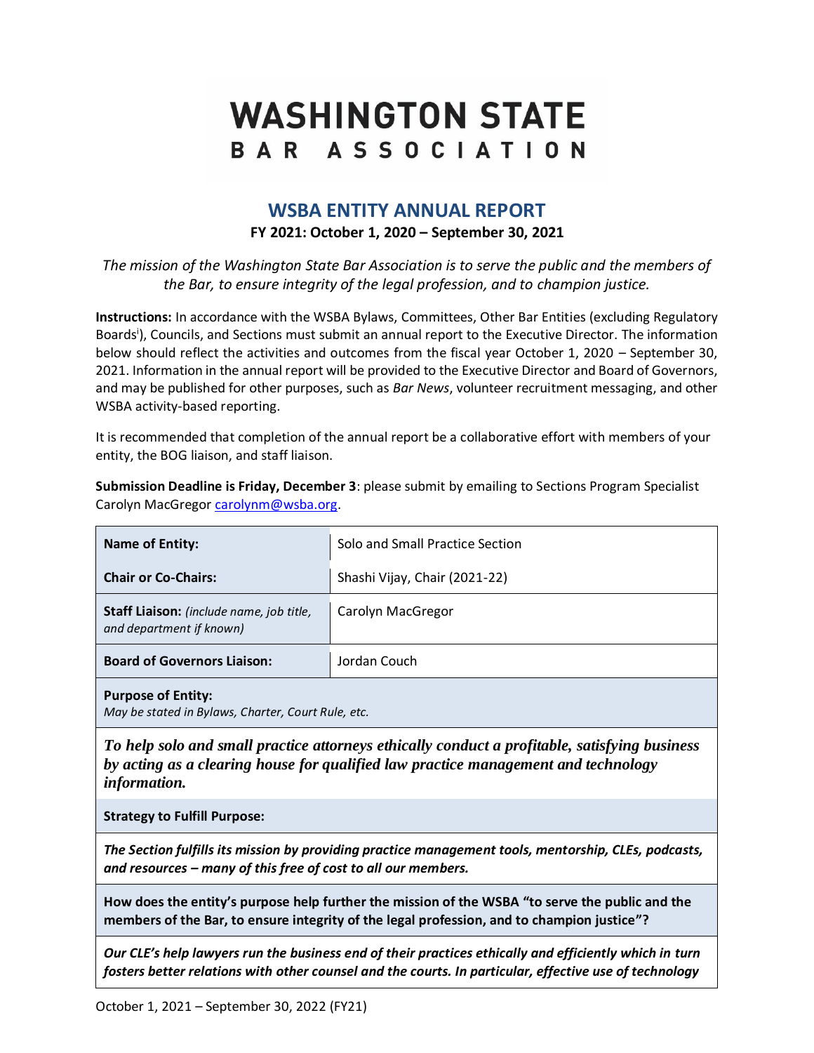# WASHINGTON STATE BAR ASSOCIATION

## WSBA ENTITY ANNUAL REPORT

**FY 2021: October 1, 2020 – September 30, 2021**

*The mission of the Washington State Bar Association is to serve the public and the members of the Bar, to ensure integrity of the legal profession, and to champion justice.*

**Instructions:** In accordance with the WSBA Bylaws, Committees, Other Bar Entities (excluding Regulatory Boards[i]), Councils, and Sections must submit an annual report to the Executive Director. The information below should reflect the activities and outcomes from the fiscal year October 1, 2020 – September 30, 2021. Information in the annual report will be provided to the Executive Director and Board of Governors, and may be published for other purposes, such as *Bar News*, volunteer recruitment messaging, and other WSBA activity-based reporting.

It is recommended that completion of the annual report be a collaborative effort with members of your entity, the BOG liaison, and staff liaison.

**Submission Deadline is Friday, December 3**: please submit by emailing to Sections Program Specialist Carolyn MacGregor carolynm@wsba.org.

| | |
|---|---|
| **Name of Entity:** | Solo and Small Practice Section |
| **Chair or Co-Chairs:** | Shashi Vijay, Chair (2021-22) |
| **Staff Liaison:** *(include name, job title, and department if known)* | Carolyn MacGregor |
| **Board of Governors Liaison:** | Jordan Couch |

**Purpose of Entity:**
*May be stated in Bylaws, Charter, Court Rule, etc.*

***To help solo and small practice attorneys ethically conduct a profitable, satisfying business by acting as a clearing house for qualified law practice management and technology information.***

**Strategy to Fulfill Purpose:**

***The Section fulfills its mission by providing practice management tools, mentorship, CLEs, podcasts, and resources – many of this free of cost to all our members.***

**How does the entity's purpose help further the mission of the WSBA "to serve the public and the members of the Bar, to ensure integrity of the legal profession, and to champion justice"?**

***Our CLE's help lawyers run the business end of their practices ethically and efficiently which in turn fosters better relations with other counsel and the courts. In particular, effective use of technology***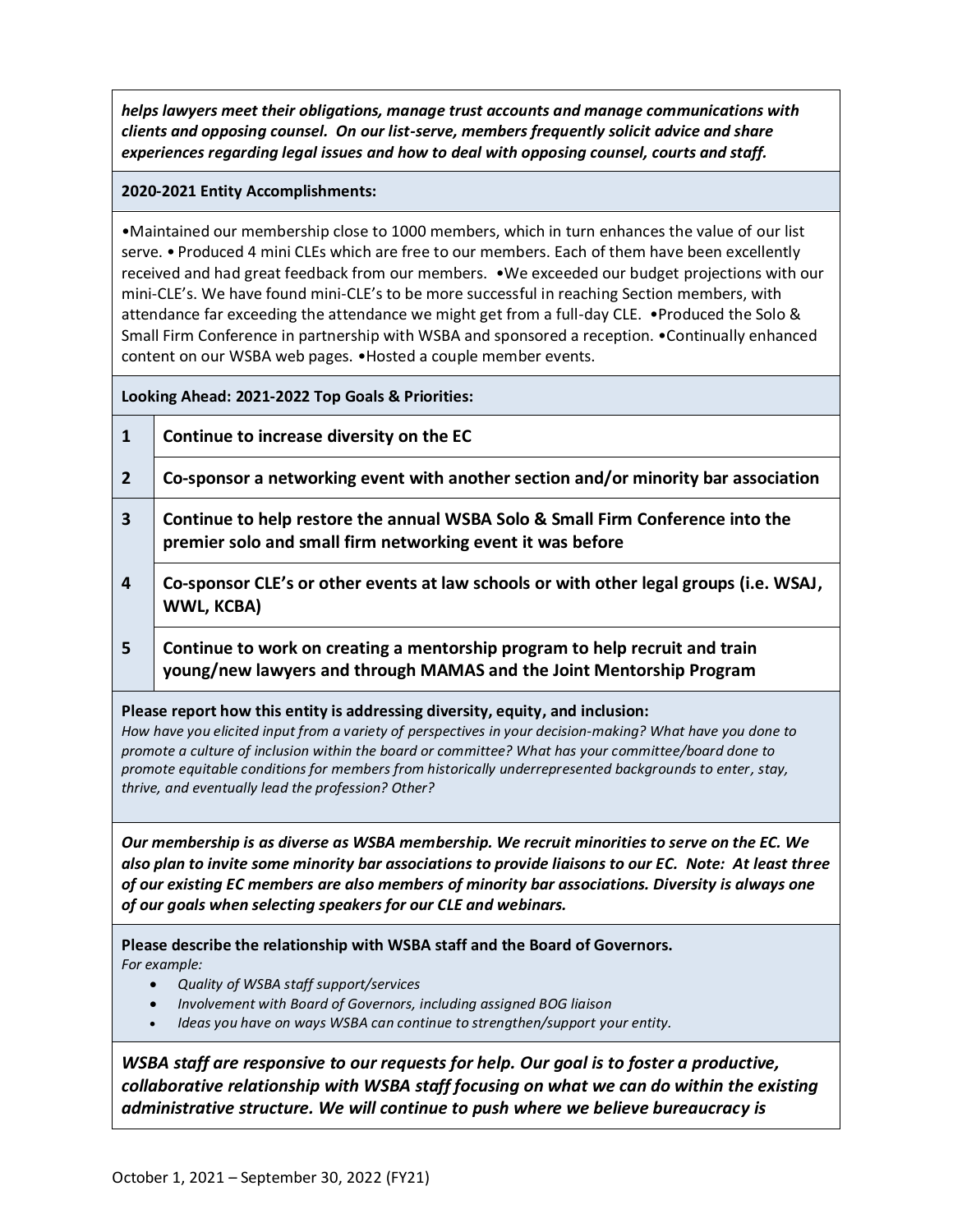***helps lawyers meet their obligations, manage trust accounts and manage communications with clients and opposing counsel. On our list-serve, members frequently solicit advice and share experiences regarding legal issues and how to deal with opposing counsel, courts and staff.***

**2020-2021 Entity Accomplishments:**

•Maintained our membership close to 1000 members, which in turn enhances the value of our list serve. • Produced 4 mini CLEs which are free to our members. Each of them have been excellently received and had great feedback from our members. •We exceeded our budget projections with our mini-CLE's. We have found mini-CLE's to be more successful in reaching Section members, with attendance far exceeding the attendance we might get from a full-day CLE. •Produced the Solo & Small Firm Conference in partnership with WSBA and sponsored a reception. •Continually enhanced content on our WSBA web pages. •Hosted a couple member events.

**Looking Ahead: 2021-2022 Top Goals & Priorities:**

| | |
|---|---|
| **1** | **Continue to increase diversity on the EC** |
| **2** | **Co-sponsor a networking event with another section and/or minority bar association** |
| **3** | **Continue to help restore the annual WSBA Solo & Small Firm Conference into the premier solo and small firm networking event it was before** |
| **4** | **Co-sponsor CLE's or other events at law schools or with other legal groups (i.e. WSAJ, WWL, KCBA)** |
| **5** | **Continue to work on creating a mentorship program to help recruit and train young/new lawyers and through MAMAS and the Joint Mentorship Program** |

**Please report how this entity is addressing diversity, equity, and inclusion:**

*How have you elicited input from a variety of perspectives in your decision-making? What have you done to promote a culture of inclusion within the board or committee? What has your committee/board done to promote equitable conditions for members from historically underrepresented backgrounds to enter, stay, thrive, and eventually lead the profession? Other?*

***Our membership is as diverse as WSBA membership. We recruit minorities to serve on the EC. We also plan to invite some minority bar associations to provide liaisons to our EC. Note: At least three of our existing EC members are also members of minority bar associations. Diversity is always one of our goals when selecting speakers for our CLE and webinars.***

**Please describe the relationship with WSBA staff and the Board of Governors.**

*For example:*

- *Quality of WSBA staff support/services*
- *Involvement with Board of Governors, including assigned BOG liaison*
- *Ideas you have on ways WSBA can continue to strengthen/support your entity.*

***WSBA staff are responsive to our requests for help. Our goal is to foster a productive, collaborative relationship with WSBA staff focusing on what we can do within the existing administrative structure. We will continue to push where we believe bureaucracy is***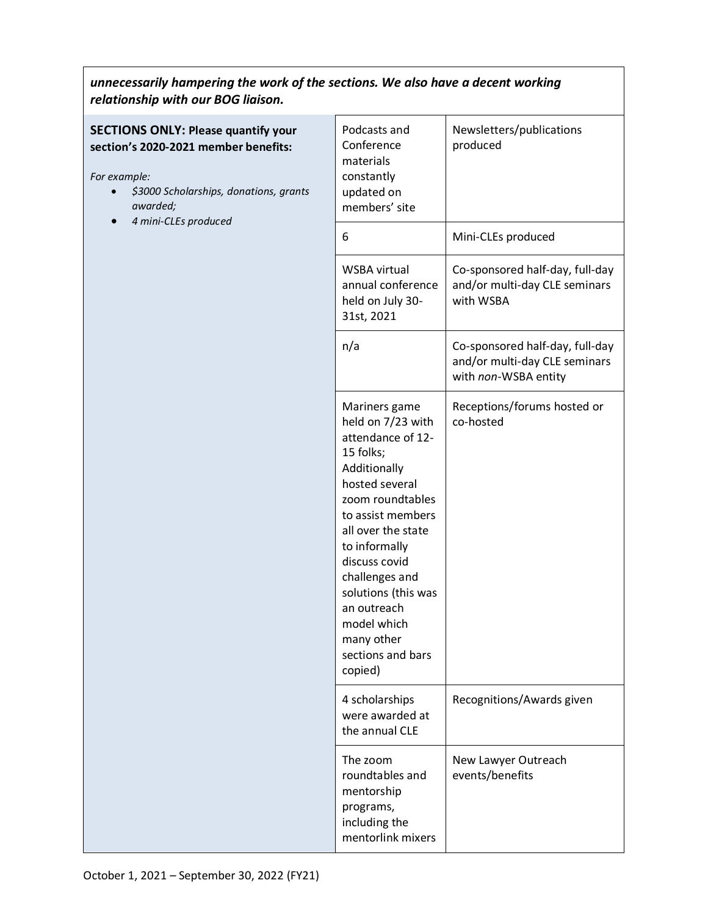***unnecessarily hampering the work of the sections. We also have a decent working relationship with our BOG liaison.***

| **SECTIONS ONLY: Please quantify your section's 2020-2021 member benefits:** *For example:* • *$3000 Scholarships, donations, grants awarded;* • *4 mini-CLEs produced* | | |
|---|---|---|
| | Podcasts and Conference materials constantly updated on members' site | Newsletters/publications produced |
| | 6 | Mini-CLEs produced |
| | WSBA virtual annual conference held on July 30-31st, 2021 | Co-sponsored half-day, full-day and/or multi-day CLE seminars with WSBA |
| | n/a | Co-sponsored half-day, full-day and/or multi-day CLE seminars with *non*-WSBA entity |
| | Mariners game held on 7/23 with attendance of 12-15 folks; Additionally hosted several zoom roundtables to assist members all over the state to informally discuss covid challenges and solutions (this was an outreach model which many other sections and bars copied) | Receptions/forums hosted or co-hosted |
| | 4 scholarships were awarded at the annual CLE | Recognitions/Awards given |
| | The zoom roundtables and mentorship programs, including the mentorlink mixers | New Lawyer Outreach events/benefits |

October 1, 2021 – September 30, 2022 (FY21)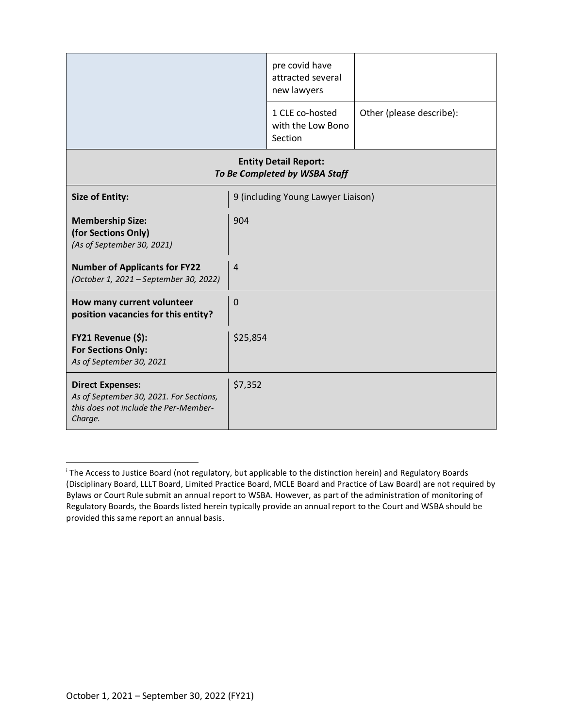| | | |
|---|---|---|
| | pre covid have attracted several new lawyers | |
| | 1 CLE co-hosted with the Low Bono Section | Other (please describe): |

| **Entity Detail Report:** *To Be Completed by WSBA Staff* | |
|---|---|
| **Size of Entity:** | 9 (including Young Lawyer Liaison) |
| **Membership Size: (for Sections Only)** *(As of September 30, 2021)* | 904 |
| **Number of Applicants for FY22** *(October 1, 2021 – September 30, 2022)* | 4 |
| **How many current volunteer position vacancies for this entity?** | 0 |
| **FY21 Revenue ($): For Sections Only:** *As of September 30, 2021* | $25,854 |
| **Direct Expenses:** *As of September 30, 2021. For Sections, this does not include the Per-Member-Charge.* | $7,352 |

[i] The Access to Justice Board (not regulatory, but applicable to the distinction herein) and Regulatory Boards (Disciplinary Board, LLLT Board, Limited Practice Board, MCLE Board and Practice of Law Board) are not required by Bylaws or Court Rule submit an annual report to WSBA. However, as part of the administration of monitoring of Regulatory Boards, the Boards listed herein typically provide an annual report to the Court and WSBA should be provided this same report an annual basis.